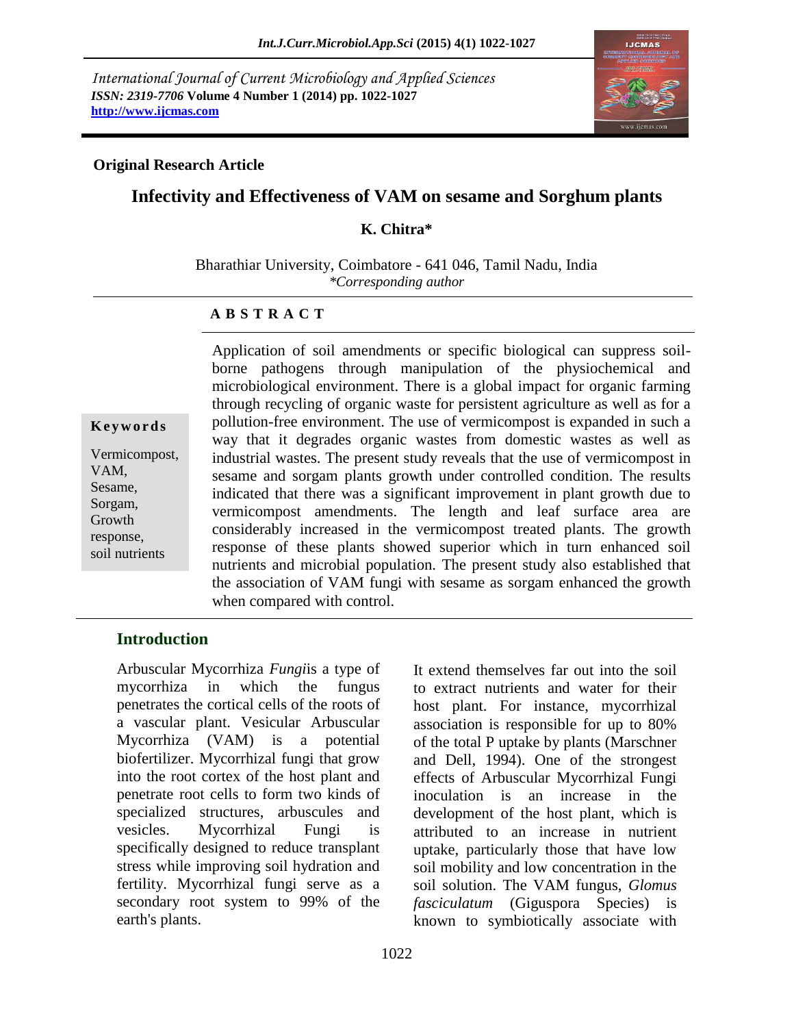International Journal of Current Microbiology and Applied Sciences
*ISSN: 2319-7706* **Volume 4 Number 1 (2014) pp. 1022-1027**
**http://www.ijcmas.com**

**Original Research Article**

# Infectivity and Effectiveness of VAM on sesame and Sorghum plants

**K. Chitra***

Bharathiar University, Coimbatore - 641 046, Tamil Nadu, India
*\*Corresponding author*

**A B S T R A C T**

**Keywords**

Vermicompost, VAM, Sesame, Sorgam, Growth response, soil nutrients

Application of soil amendments or specific biological can suppress soil-borne pathogens through manipulation of the physiochemical and microbiological environment. There is a global impact for organic farming through recycling of organic waste for persistent agriculture as well as for a pollution-free environment. The use of vermicompost is expanded in such a way that it degrades organic wastes from domestic wastes as well as industrial wastes. The present study reveals that the use of vermicompost in sesame and sorgam plants growth under controlled condition. The results indicated that there was a significant improvement in plant growth due to vermicompost amendments. The length and leaf surface area are considerably increased in the vermicompost treated plants. The growth response of these plants showed superior which in turn enhanced soil nutrients and microbial population. The present study also established that the association of VAM fungi with sesame as sorgam enhanced the growth when compared with control.

## Introduction

Arbuscular Mycorrhiza *Fungi*is a type of mycorrhiza in which the fungus penetrates the cortical cells of the roots of a vascular plant. Vesicular Arbuscular Mycorrhiza (VAM) is a potential biofertilizer. Mycorrhizal fungi that grow into the root cortex of the host plant and penetrate root cells to form two kinds of specialized structures, arbuscules and vesicles. Mycorrhizal Fungi is specifically designed to reduce transplant stress while improving soil hydration and fertility. Mycorrhizal fungi serve as a secondary root system to 99% of the earth's plants.

It extend themselves far out into the soil to extract nutrients and water for their host plant. For instance, mycorrhizal association is responsible for up to 80% of the total P uptake by plants (Marschner and Dell, 1994). One of the strongest effects of Arbuscular Mycorrhizal Fungi inoculation is an increase in the development of the host plant, which is attributed to an increase in nutrient uptake, particularly those that have low soil mobility and low concentration in the soil solution. The VAM fungus, *Glomus fasciculatum* (Giguspora Species) is known to symbiotically associate with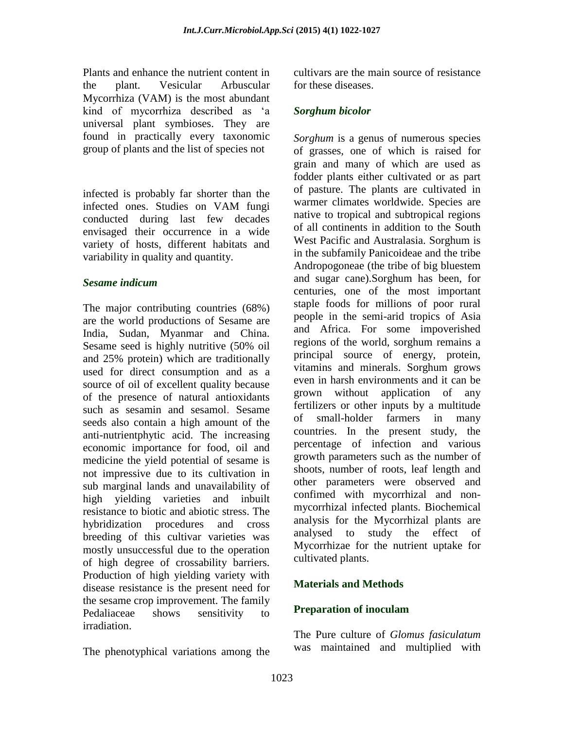Plants and enhance the nutrient content in the plant. Vesicular Arbuscular Mycorrhiza (VAM) is the most abundant kind of mycorrhiza described as 'a universal plant symbioses. They are found in practically every taxonomic group of plants and the list of species not

infected is probably far shorter than the infected ones. Studies on VAM fungi conducted during last few decades envisaged their occurrence in a wide variety of hosts, different habitats and variability in quality and quantity.

### *Sesame indicum*

The major contributing countries (68%) are the world productions of Sesame are India, Sudan, Myanmar and China. Sesame seed is highly nutritive (50% oil and 25% protein) which are traditionally used for direct consumption and as a source of oil of excellent quality because of the presence of natural antioxidants such as sesamin and sesamol. Sesame seeds also contain a high amount of the anti-nutrientphytic acid. The increasing economic importance for food, oil and medicine the yield potential of sesame is not impressive due to its cultivation in sub marginal lands and unavailability of high yielding varieties and inbuilt resistance to biotic and abiotic stress. The hybridization procedures and cross breeding of this cultivar varieties was mostly unsuccessful due to the operation of high degree of crossability barriers. Production of high yielding variety with disease resistance is the present need for the sesame crop improvement. The family Pedaliaceae shows sensitivity to irradiation.

The phenotyphical variations among the cultivars are the main source of resistance for these diseases.

### *Sorghum bicolor*

*Sorghum* is a genus of numerous species of grasses, one of which is raised for grain and many of which are used as fodder plants either cultivated or as part of pasture. The plants are cultivated in warmer climates worldwide. Species are native to tropical and subtropical regions of all continents in addition to the South West Pacific and Australasia. Sorghum is in the subfamily Panicoideae and the tribe Andropogoneae (the tribe of big bluestem and sugar cane).Sorghum has been, for centuries, one of the most important staple foods for millions of poor rural people in the semi-arid tropics of Asia and Africa. For some impoverished regions of the world, sorghum remains a principal source of energy, protein, vitamins and minerals. Sorghum grows even in harsh environments and it can be grown without application of any fertilizers or other inputs by a multitude of small-holder farmers in many countries. In the present study, the percentage of infection and various growth parameters such as the number of shoots, number of roots, leaf length and other parameters were observed and confimed with mycorrhizal and non-mycorrhizal infected plants. Biochemical analysis for the Mycorrhizal plants are analysed to study the effect of Mycorrhizae for the nutrient uptake for cultivated plants.

## Materials and Methods

### Preparation of inoculam

The Pure culture of *Glomus fasiculatum* was maintained and multiplied with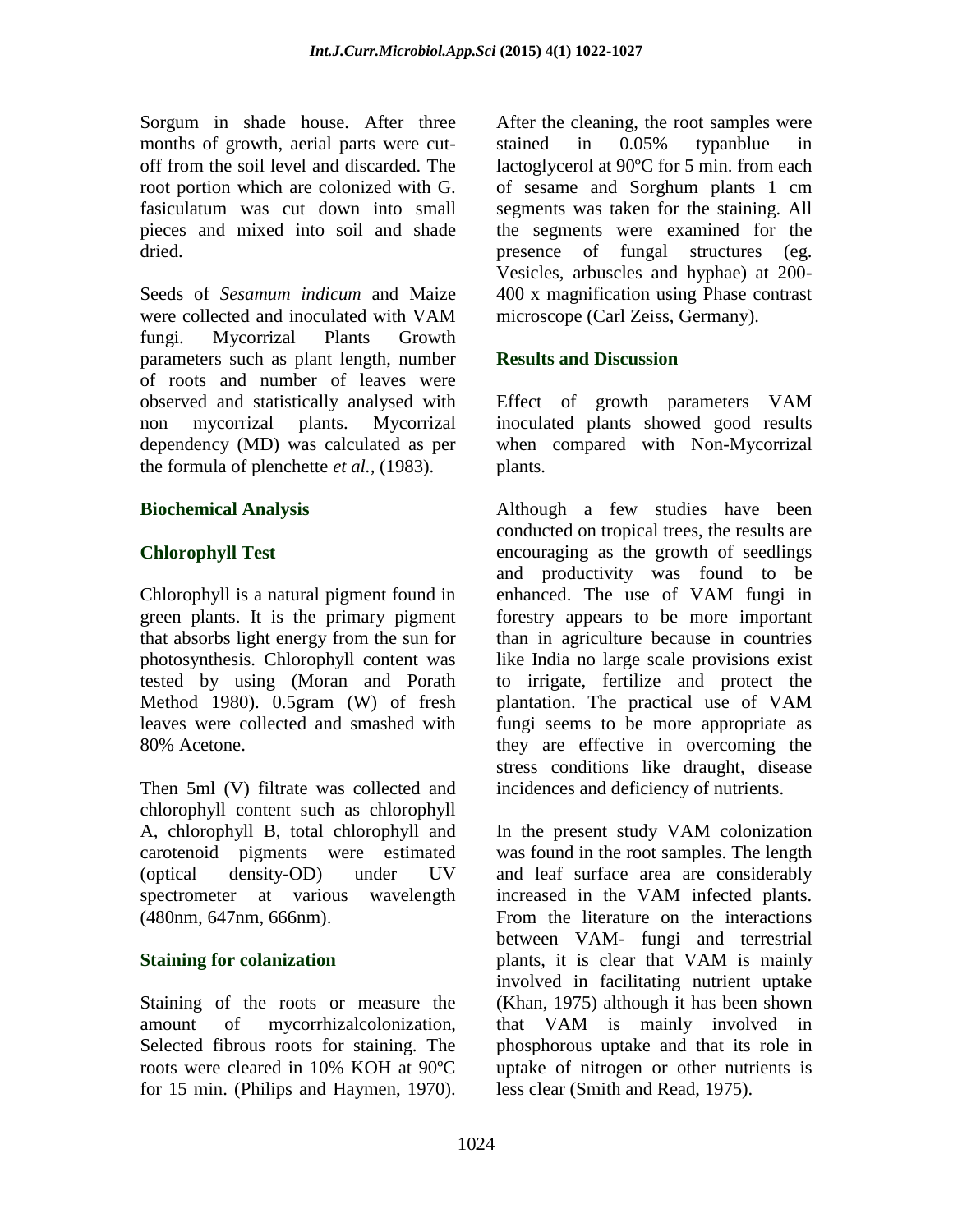Sorgum in shade house. After three months of growth, aerial parts were cut-off from the soil level and discarded. The root portion which are colonized with G. fasiculatum was cut down into small pieces and mixed into soil and shade dried.

Seeds of *Sesamum indicum* and Maize were collected and inoculated with VAM fungi. Mycorrizal Plants Growth parameters such as plant length, number of roots and number of leaves were observed and statistically analysed with non mycorrizal plants. Mycorrizal dependency (MD) was calculated as per the formula of plenchette *et al.*, (1983).

## Biochemical Analysis

### Chlorophyll Test

Chlorophyll is a natural pigment found in green plants. It is the primary pigment that absorbs light energy from the sun for photosynthesis. Chlorophyll content was tested by using (Moran and Porath Method 1980). 0.5gram (W) of fresh leaves were collected and smashed with 80% Acetone.

Then 5ml (V) filtrate was collected and chlorophyll content such as chlorophyll A, chlorophyll B, total chlorophyll and carotenoid pigments were estimated (optical density-OD) under UV spectrometer at various wavelength (480nm, 647nm, 666nm).

### Staining for colanization

Staining of the roots or measure the amount of mycorrhizalcolonization, Selected fibrous roots for staining. The roots were cleared in 10% KOH at 90ºC for 15 min. (Philips and Haymen, 1970). After the cleaning, the root samples were stained in 0.05% typanblue in lactoglycerol at 90ºC for 5 min. from each of sesame and Sorghum plants 1 cm segments was taken for the staining. All the segments were examined for the presence of fungal structures (eg. Vesicles, arbuscles and hyphae) at 200-400 x magnification using Phase contrast microscope (Carl Zeiss, Germany).

## Results and Discussion

Effect of growth parameters VAM inoculated plants showed good results when compared with Non-Mycorrizal plants.

Although a few studies have been conducted on tropical trees, the results are encouraging as the growth of seedlings and productivity was found to be enhanced. The use of VAM fungi in forestry appears to be more important than in agriculture because in countries like India no large scale provisions exist to irrigate, fertilize and protect the plantation. The practical use of VAM fungi seems to be more appropriate as they are effective in overcoming the stress conditions like draught, disease incidences and deficiency of nutrients.

In the present study VAM colonization was found in the root samples. The length and leaf surface area are considerably increased in the VAM infected plants. From the literature on the interactions between VAM- fungi and terrestrial plants, it is clear that VAM is mainly involved in facilitating nutrient uptake (Khan, 1975) although it has been shown that VAM is mainly involved in phosphorous uptake and that its role in uptake of nitrogen or other nutrients is less clear (Smith and Read, 1975).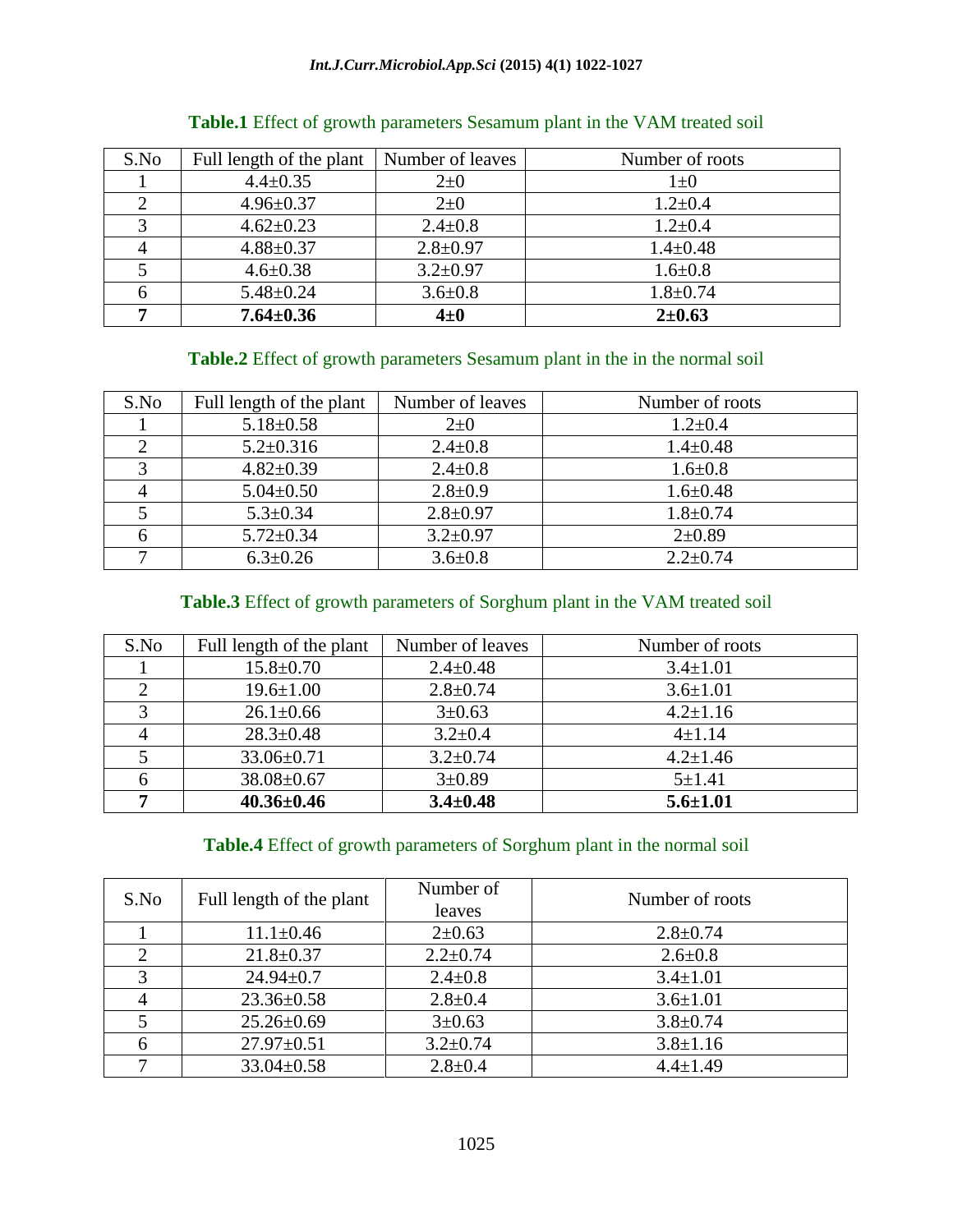**Table.1** Effect of growth parameters Sesamum plant in the VAM treated soil

| S.No | Full length of the plant | Number of leaves | Number of roots |
|---|---|---|---|
| 1 | 4.4±0.35 | 2±0 | 1±0 |
| 2 | 4.96±0.37 | 2±0 | 1.2±0.4 |
| 3 | 4.62±0.23 | 2.4±0.8 | 1.2±0.4 |
| 4 | 4.88±0.37 | 2.8±0.97 | 1.4±0.48 |
| 5 | 4.6±0.38 | 3.2±0.97 | 1.6±0.8 |
| 6 | 5.48±0.24 | 3.6±0.8 | 1.8±0.74 |
| **7** | **7.64±0.36** | **4±0** | **2±0.63** |

**Table.2** Effect of growth parameters Sesamum plant in the in the normal soil

| S.No | Full length of the plant | Number of leaves | Number of roots |
|---|---|---|---|
| 1 | 5.18±0.58 | 2±0 | 1.2±0.4 |
| 2 | 5.2±0.316 | 2.4±0.8 | 1.4±0.48 |
| 3 | 4.82±0.39 | 2.4±0.8 | 1.6±0.8 |
| 4 | 5.04±0.50 | 2.8±0.9 | 1.6±0.48 |
| 5 | 5.3±0.34 | 2.8±0.97 | 1.8±0.74 |
| 6 | 5.72±0.34 | 3.2±0.97 | 2±0.89 |
| 7 | 6.3±0.26 | 3.6±0.8 | 2.2±0.74 |

**Table.3** Effect of growth parameters of Sorghum plant in the VAM treated soil

| S.No | Full length of the plant | Number of leaves | Number of roots |
|---|---|---|---|
| 1 | 15.8±0.70 | 2.4±0.48 | 3.4±1.01 |
| 2 | 19.6±1.00 | 2.8±0.74 | 3.6±1.01 |
| 3 | 26.1±0.66 | 3±0.63 | 4.2±1.16 |
| 4 | 28.3±0.48 | 3.2±0.4 | 4±1.14 |
| 5 | 33.06±0.71 | 3.2±0.74 | 4.2±1.46 |
| 6 | 38.08±0.67 | 3±0.89 | 5±1.41 |
| **7** | **40.36±0.46** | **3.4±0.48** | **5.6±1.01** |

**Table.4** Effect of growth parameters of Sorghum plant in the normal soil

| S.No | Full length of the plant | Number of leaves | Number of roots |
|---|---|---|---|
| 1 | 11.1±0.46 | 2±0.63 | 2.8±0.74 |
| 2 | 21.8±0.37 | 2.2±0.74 | 2.6±0.8 |
| 3 | 24.94±0.7 | 2.4±0.8 | 3.4±1.01 |
| 4 | 23.36±0.58 | 2.8±0.4 | 3.6±1.01 |
| 5 | 25.26±0.69 | 3±0.63 | 3.8±0.74 |
| 6 | 27.97±0.51 | 3.2±0.74 | 3.8±1.16 |
| 7 | 33.04±0.58 | 2.8±0.4 | 4.4±1.49 |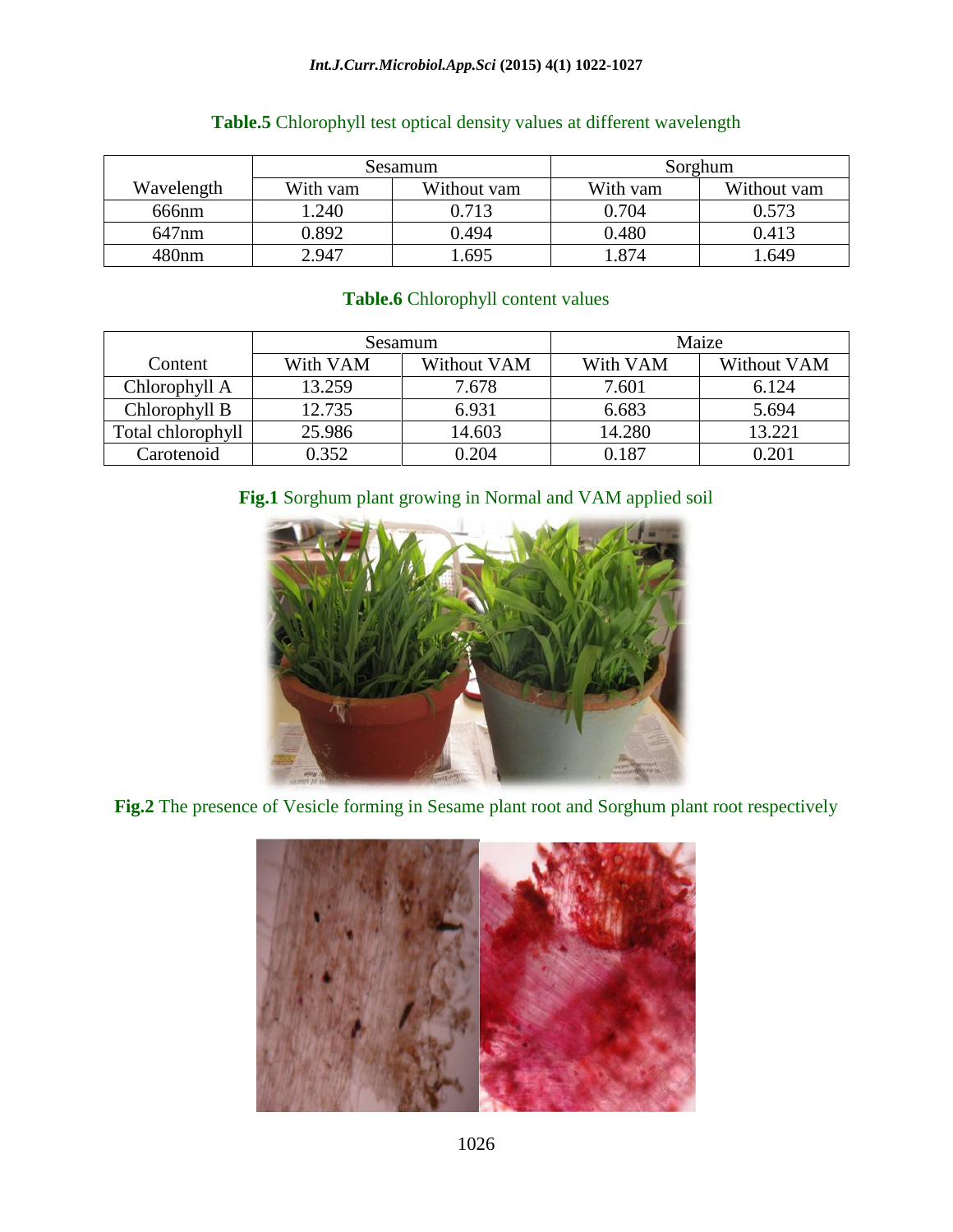**Table.5** Chlorophyll test optical density values at different wavelength

| Wavelength | Sesamum | | Sorghum | |
|---|---|---|---|---|
| | With vam | Without vam | With vam | Without vam |
| 666nm | 1.240 | 0.713 | 0.704 | 0.573 |
| 647nm | 0.892 | 0.494 | 0.480 | 0.413 |
| 480nm | 2.947 | 1.695 | 1.874 | 1.649 |

**Table.6** Chlorophyll content values

| Content | Sesamum | | Maize | |
|---|---|---|---|---|
| | With VAM | Without VAM | With VAM | Without VAM |
| Chlorophyll A | 13.259 | 7.678 | 7.601 | 6.124 |
| Chlorophyll B | 12.735 | 6.931 | 6.683 | 5.694 |
| Total chlorophyll | 25.986 | 14.603 | 14.280 | 13.221 |
| Carotenoid | 0.352 | 0.204 | 0.187 | 0.201 |

**Fig.1** Sorghum plant growing in Normal and VAM applied soil

**Fig.2** The presence of Vesicle forming in Sesame plant root and Sorghum plant root respectively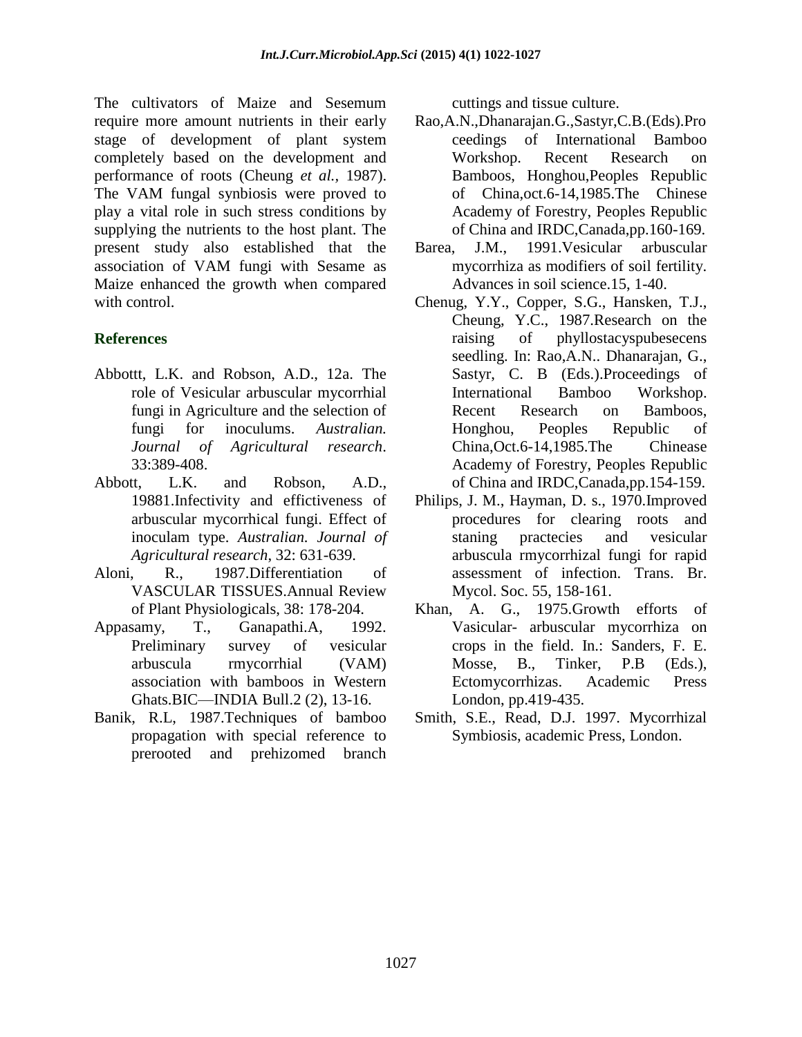The cultivators of Maize and Sesemum require more amount nutrients in their early stage of development of plant system completely based on the development and performance of roots (Cheung *et al.,* 1987). The VAM fungal synbiosis were proved to play a vital role in such stress conditions by supplying the nutrients to the host plant. The present study also established that the association of VAM fungi with Sesame as Maize enhanced the growth when compared with control.

## References

Abbottt, L.K. and Robson, A.D., 12a. The role of Vesicular arbuscular mycorrhial fungi in Agriculture and the selection of fungi for inoculums. *Australian. Journal of Agricultural research*. 33:389-408.

Abbott, L.K. and Robson, A.D., 19881.Infectivity and effictiveness of arbuscular mycorrhical fungi. Effect of inoculam type. *Australian. Journal of Agricultural research*, 32: 631-639.

Aloni, R., 1987.Differentiation of VASCULAR TISSUES.Annual Review of Plant Physiologicals, 38: 178-204.

Appasamy, T., Ganapathi.A, 1992. Preliminary survey of vesicular arbuscula rmycorrhial (VAM) association with bamboos in Western Ghats.BIC—INDIA Bull.2 (2), 13-16.

Banik, R.L, 1987.Techniques of bamboo propagation with special reference to prerooted and prehizomed branch cuttings and tissue culture.

Rao,A.N.,Dhanarajan.G.,Sastyr,C.B.(Eds).Proceedings of International Bamboo Workshop. Recent Research on Bamboos, Honghou,Peoples Republic of China,oct.6-14,1985.The Chinese Academy of Forestry, Peoples Republic of China and IRDC,Canada,pp.160-169.

Barea, J.M., 1991.Vesicular arbuscular mycorrhiza as modifiers of soil fertility. Advances in soil science.15, 1-40.

Chenug, Y.Y., Copper, S.G., Hansken, T.J., Cheung, Y.C., 1987.Research on the raising of phyllostacyspubesecens seedling. In: Rao,A.N.. Dhanarajan, G., Sastyr, C. B (Eds.).Proceedings of International Bamboo Workshop. Recent Research on Bamboos, Honghou, Peoples Republic of China,Oct.6-14,1985.The Chinease Academy of Forestry, Peoples Republic of China and IRDC,Canada,pp.154-159.

Philips, J. M., Hayman, D. s., 1970.Improved procedures for clearing roots and staning practecies and vesicular arbuscula rmycorrhizal fungi for rapid assessment of infection. Trans. Br. Mycol. Soc. 55, 158-161.

Khan, A. G., 1975.Growth efforts of Vasicular- arbuscular mycorrhiza on crops in the field. In.: Sanders, F. E. Mosse, B., Tinker, P.B (Eds.), Ectomycorrhizas. Academic Press London, pp.419-435.

Smith, S.E., Read, D.J. 1997. Mycorrhizal Symbiosis, academic Press, London.